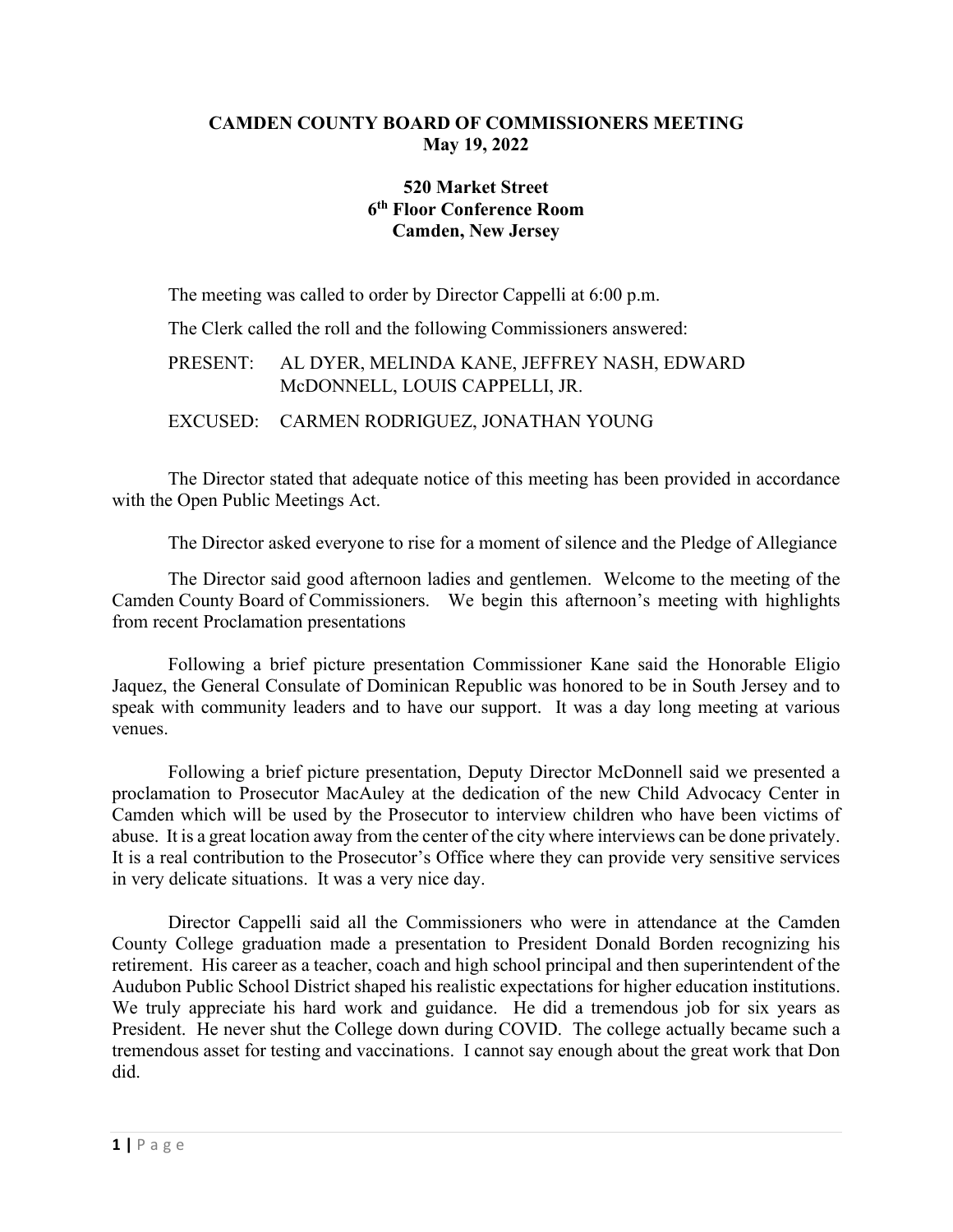# CAMDEN COUNTY BOARD OF COMMISSIONERS MEETING
## May 19, 2022

**520 Market Street**
**6th Floor Conference Room**
**Camden, New Jersey**

The meeting was called to order by Director Cappelli at 6:00 p.m.

The Clerk called the roll and the following Commissioners answered:

PRESENT: AL DYER, MELINDA KANE, JEFFREY NASH, EDWARD McDONNELL, LOUIS CAPPELLI, JR.

EXCUSED: CARMEN RODRIGUEZ, JONATHAN YOUNG

The Director stated that adequate notice of this meeting has been provided in accordance with the Open Public Meetings Act.

The Director asked everyone to rise for a moment of silence and the Pledge of Allegiance

The Director said good afternoon ladies and gentlemen. Welcome to the meeting of the Camden County Board of Commissioners. We begin this afternoon's meeting with highlights from recent Proclamation presentations

Following a brief picture presentation Commissioner Kane said the Honorable Eligio Jaquez, the General Consulate of Dominican Republic was honored to be in South Jersey and to speak with community leaders and to have our support. It was a day long meeting at various venues.

Following a brief picture presentation, Deputy Director McDonnell said we presented a proclamation to Prosecutor MacAuley at the dedication of the new Child Advocacy Center in Camden which will be used by the Prosecutor to interview children who have been victims of abuse. It is a great location away from the center of the city where interviews can be done privately. It is a real contribution to the Prosecutor's Office where they can provide very sensitive services in very delicate situations. It was a very nice day.

Director Cappelli said all the Commissioners who were in attendance at the Camden County College graduation made a presentation to President Donald Borden recognizing his retirement. His career as a teacher, coach and high school principal and then superintendent of the Audubon Public School District shaped his realistic expectations for higher education institutions. We truly appreciate his hard work and guidance. He did a tremendous job for six years as President. He never shut the College down during COVID. The college actually became such a tremendous asset for testing and vaccinations. I cannot say enough about the great work that Don did.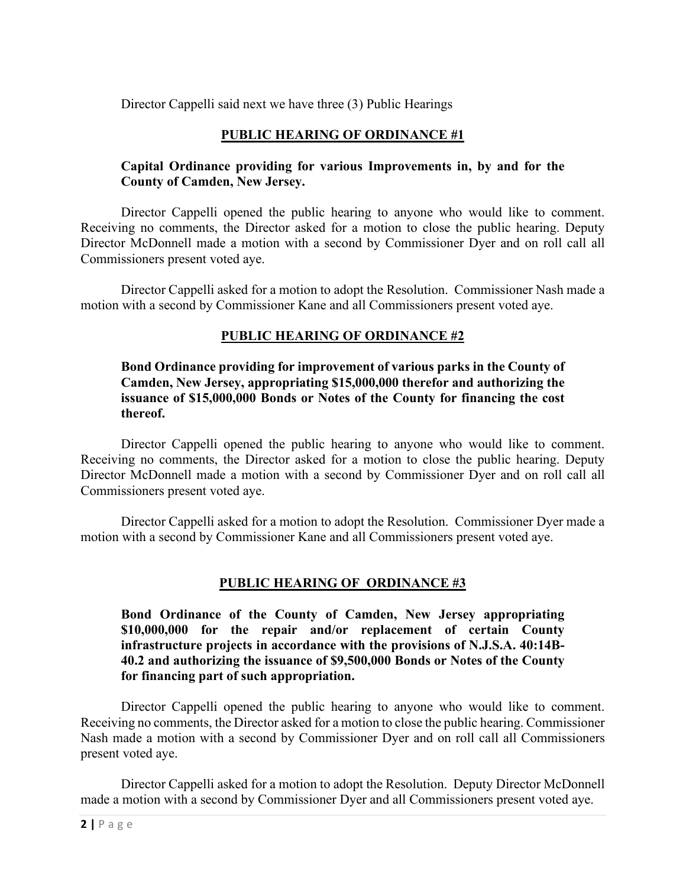Director Cappelli said next we have three (3) Public Hearings

## PUBLIC HEARING OF ORDINANCE #1

**Capital Ordinance providing for various Improvements in, by and for the County of Camden, New Jersey.**

Director Cappelli opened the public hearing to anyone who would like to comment. Receiving no comments, the Director asked for a motion to close the public hearing. Deputy Director McDonnell made a motion with a second by Commissioner Dyer and on roll call all Commissioners present voted aye.

Director Cappelli asked for a motion to adopt the Resolution. Commissioner Nash made a motion with a second by Commissioner Kane and all Commissioners present voted aye.

## PUBLIC HEARING OF ORDINANCE #2

**Bond Ordinance providing for improvement of various parks in the County of Camden, New Jersey, appropriating $15,000,000 therefor and authorizing the issuance of $15,000,000 Bonds or Notes of the County for financing the cost thereof.**

Director Cappelli opened the public hearing to anyone who would like to comment. Receiving no comments, the Director asked for a motion to close the public hearing. Deputy Director McDonnell made a motion with a second by Commissioner Dyer and on roll call all Commissioners present voted aye.

Director Cappelli asked for a motion to adopt the Resolution. Commissioner Dyer made a motion with a second by Commissioner Kane and all Commissioners present voted aye.

## PUBLIC HEARING OF ORDINANCE #3

**Bond Ordinance of the County of Camden, New Jersey appropriating $10,000,000 for the repair and/or replacement of certain County infrastructure projects in accordance with the provisions of N.J.S.A. 40:14B-40.2 and authorizing the issuance of $9,500,000 Bonds or Notes of the County for financing part of such appropriation.**

Director Cappelli opened the public hearing to anyone who would like to comment. Receiving no comments, the Director asked for a motion to close the public hearing. Commissioner Nash made a motion with a second by Commissioner Dyer and on roll call all Commissioners present voted aye.

Director Cappelli asked for a motion to adopt the Resolution. Deputy Director McDonnell made a motion with a second by Commissioner Dyer and all Commissioners present voted aye.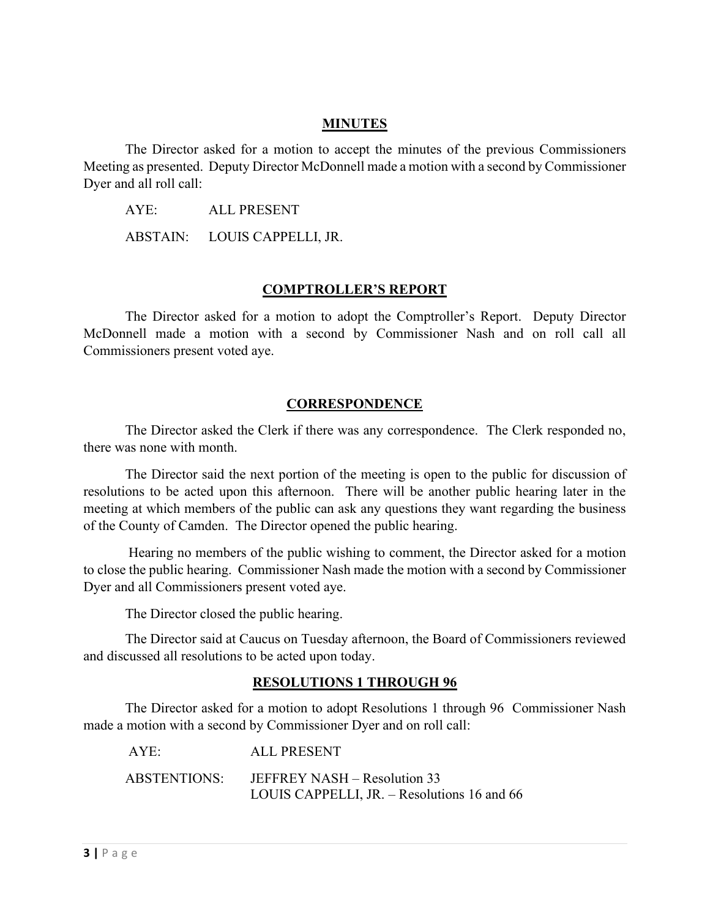## MINUTES

The Director asked for a motion to accept the minutes of the previous Commissioners Meeting as presented. Deputy Director McDonnell made a motion with a second by Commissioner Dyer and all roll call:

AYE: ALL PRESENT

ABSTAIN: LOUIS CAPPELLI, JR.

## COMPTROLLER'S REPORT

The Director asked for a motion to adopt the Comptroller's Report. Deputy Director McDonnell made a motion with a second by Commissioner Nash and on roll call all Commissioners present voted aye.

## CORRESPONDENCE

The Director asked the Clerk if there was any correspondence. The Clerk responded no, there was none with month.

The Director said the next portion of the meeting is open to the public for discussion of resolutions to be acted upon this afternoon. There will be another public hearing later in the meeting at which members of the public can ask any questions they want regarding the business of the County of Camden. The Director opened the public hearing.

Hearing no members of the public wishing to comment, the Director asked for a motion to close the public hearing. Commissioner Nash made the motion with a second by Commissioner Dyer and all Commissioners present voted aye.

The Director closed the public hearing.

The Director said at Caucus on Tuesday afternoon, the Board of Commissioners reviewed and discussed all resolutions to be acted upon today.

## RESOLUTIONS 1 THROUGH 96

The Director asked for a motion to adopt Resolutions 1 through 96 Commissioner Nash made a motion with a second by Commissioner Dyer and on roll call:

AYE: ALL PRESENT

ABSTENTIONS: JEFFREY NASH – Resolution 33
LOUIS CAPPELLI, JR. – Resolutions 16 and 66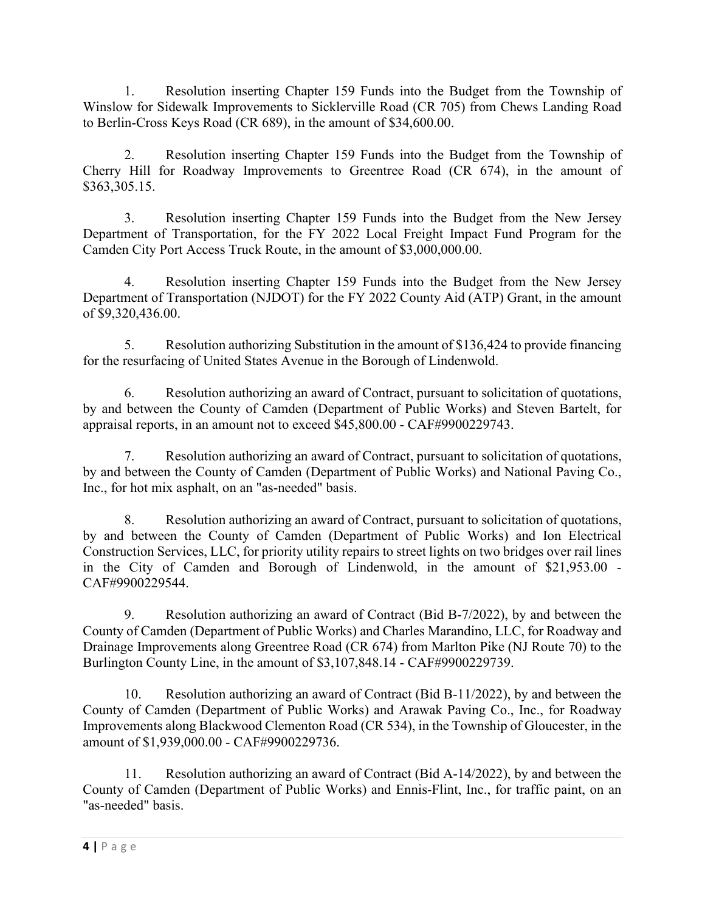1. Resolution inserting Chapter 159 Funds into the Budget from the Township of Winslow for Sidewalk Improvements to Sicklerville Road (CR 705) from Chews Landing Road to Berlin-Cross Keys Road (CR 689), in the amount of $34,600.00.

2. Resolution inserting Chapter 159 Funds into the Budget from the Township of Cherry Hill for Roadway Improvements to Greentree Road (CR 674), in the amount of $363,305.15.

3. Resolution inserting Chapter 159 Funds into the Budget from the New Jersey Department of Transportation, for the FY 2022 Local Freight Impact Fund Program for the Camden City Port Access Truck Route, in the amount of $3,000,000.00.

4. Resolution inserting Chapter 159 Funds into the Budget from the New Jersey Department of Transportation (NJDOT) for the FY 2022 County Aid (ATP) Grant, in the amount of $9,320,436.00.

5. Resolution authorizing Substitution in the amount of $136,424 to provide financing for the resurfacing of United States Avenue in the Borough of Lindenwold.

6. Resolution authorizing an award of Contract, pursuant to solicitation of quotations, by and between the County of Camden (Department of Public Works) and Steven Bartelt, for appraisal reports, in an amount not to exceed $45,800.00 - CAF#9900229743.

7. Resolution authorizing an award of Contract, pursuant to solicitation of quotations, by and between the County of Camden (Department of Public Works) and National Paving Co., Inc., for hot mix asphalt, on an "as-needed" basis.

8. Resolution authorizing an award of Contract, pursuant to solicitation of quotations, by and between the County of Camden (Department of Public Works) and Ion Electrical Construction Services, LLC, for priority utility repairs to street lights on two bridges over rail lines in the City of Camden and Borough of Lindenwold, in the amount of $21,953.00 - CAF#9900229544.

9. Resolution authorizing an award of Contract (Bid B-7/2022), by and between the County of Camden (Department of Public Works) and Charles Marandino, LLC, for Roadway and Drainage Improvements along Greentree Road (CR 674) from Marlton Pike (NJ Route 70) to the Burlington County Line, in the amount of $3,107,848.14 - CAF#9900229739.

10. Resolution authorizing an award of Contract (Bid B-11/2022), by and between the County of Camden (Department of Public Works) and Arawak Paving Co., Inc., for Roadway Improvements along Blackwood Clementon Road (CR 534), in the Township of Gloucester, in the amount of $1,939,000.00 - CAF#9900229736.

11. Resolution authorizing an award of Contract (Bid A-14/2022), by and between the County of Camden (Department of Public Works) and Ennis-Flint, Inc., for traffic paint, on an "as-needed" basis.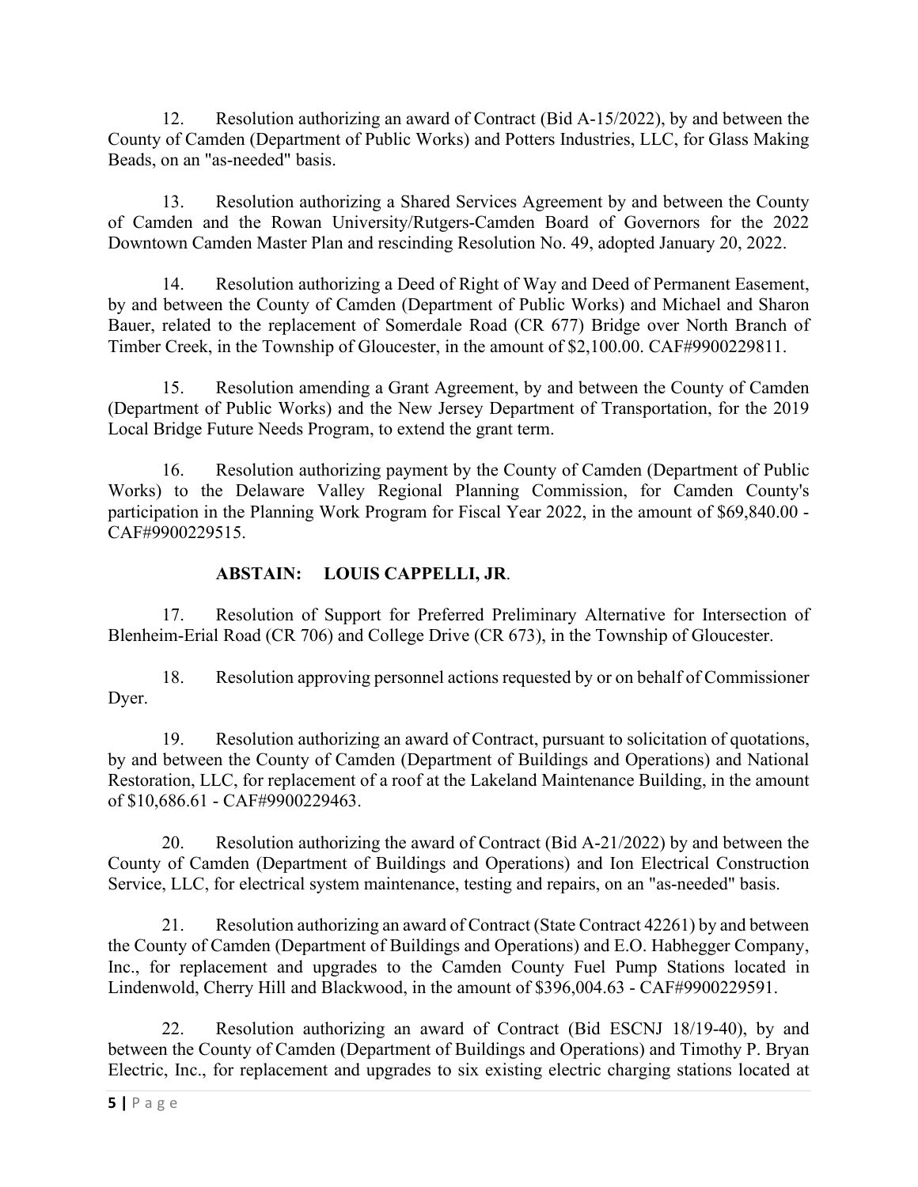12. Resolution authorizing an award of Contract (Bid A-15/2022), by and between the County of Camden (Department of Public Works) and Potters Industries, LLC, for Glass Making Beads, on an "as-needed" basis.

13. Resolution authorizing a Shared Services Agreement by and between the County of Camden and the Rowan University/Rutgers-Camden Board of Governors for the 2022 Downtown Camden Master Plan and rescinding Resolution No. 49, adopted January 20, 2022.

14. Resolution authorizing a Deed of Right of Way and Deed of Permanent Easement, by and between the County of Camden (Department of Public Works) and Michael and Sharon Bauer, related to the replacement of Somerdale Road (CR 677) Bridge over North Branch of Timber Creek, in the Township of Gloucester, in the amount of $2,100.00. CAF#9900229811.

15. Resolution amending a Grant Agreement, by and between the County of Camden (Department of Public Works) and the New Jersey Department of Transportation, for the 2019 Local Bridge Future Needs Program, to extend the grant term.

16. Resolution authorizing payment by the County of Camden (Department of Public Works) to the Delaware Valley Regional Planning Commission, for Camden County's participation in the Planning Work Program for Fiscal Year 2022, in the amount of $69,840.00 - CAF#9900229515.

**ABSTAIN: LOUIS CAPPELLI, JR**.

17. Resolution of Support for Preferred Preliminary Alternative for Intersection of Blenheim-Erial Road (CR 706) and College Drive (CR 673), in the Township of Gloucester.

18. Resolution approving personnel actions requested by or on behalf of Commissioner Dyer.

19. Resolution authorizing an award of Contract, pursuant to solicitation of quotations, by and between the County of Camden (Department of Buildings and Operations) and National Restoration, LLC, for replacement of a roof at the Lakeland Maintenance Building, in the amount of $10,686.61 - CAF#9900229463.

20. Resolution authorizing the award of Contract (Bid A-21/2022) by and between the County of Camden (Department of Buildings and Operations) and Ion Electrical Construction Service, LLC, for electrical system maintenance, testing and repairs, on an "as-needed" basis.

21. Resolution authorizing an award of Contract (State Contract 42261) by and between the County of Camden (Department of Buildings and Operations) and E.O. Habhegger Company, Inc., for replacement and upgrades to the Camden County Fuel Pump Stations located in Lindenwold, Cherry Hill and Blackwood, in the amount of $396,004.63 - CAF#9900229591.

22. Resolution authorizing an award of Contract (Bid ESCNJ 18/19-40), by and between the County of Camden (Department of Buildings and Operations) and Timothy P. Bryan Electric, Inc., for replacement and upgrades to six existing electric charging stations located at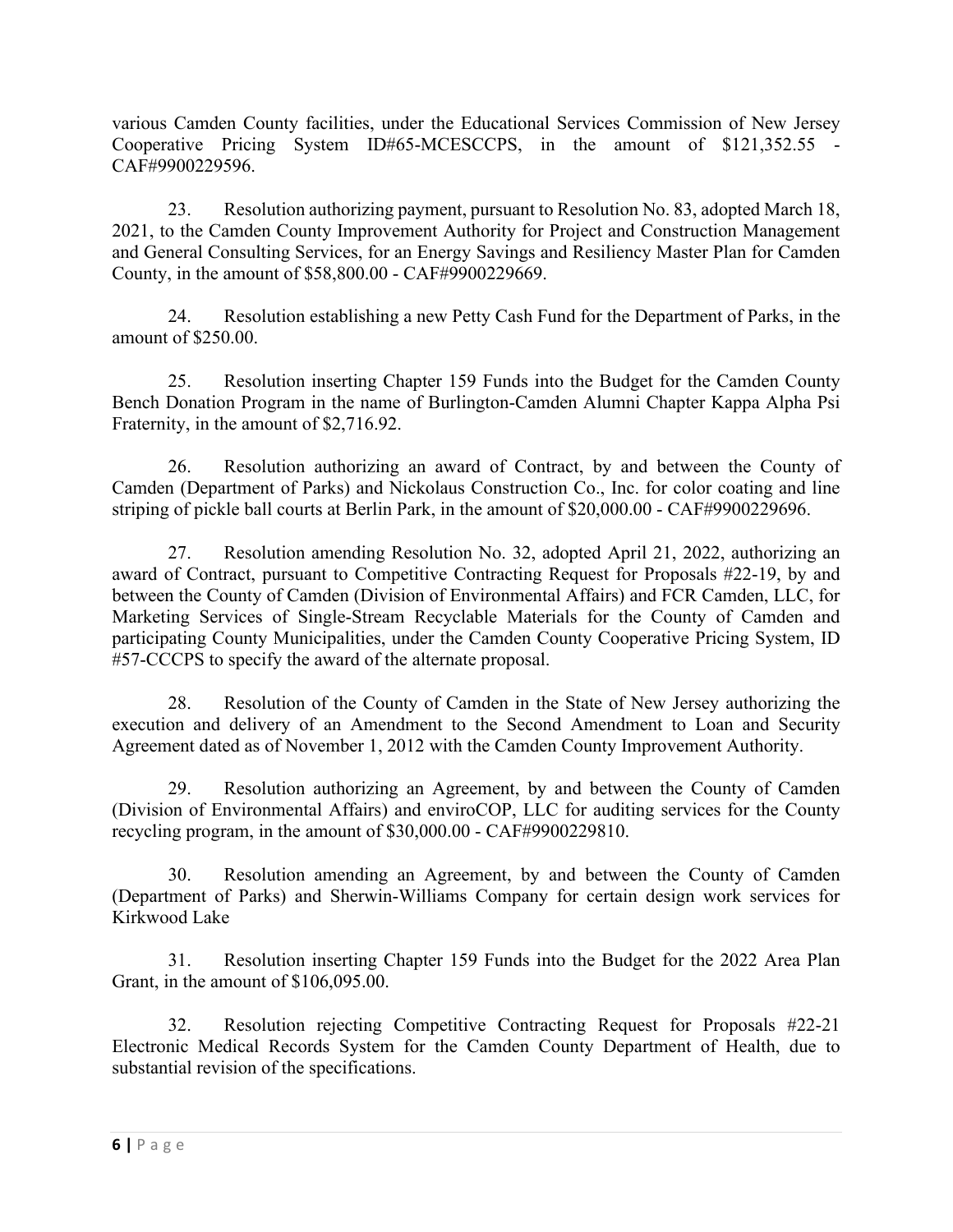various Camden County facilities, under the Educational Services Commission of New Jersey Cooperative Pricing System ID#65-MCESCCPS, in the amount of $121,352.55 - CAF#9900229596.

23. Resolution authorizing payment, pursuant to Resolution No. 83, adopted March 18, 2021, to the Camden County Improvement Authority for Project and Construction Management and General Consulting Services, for an Energy Savings and Resiliency Master Plan for Camden County, in the amount of $58,800.00 - CAF#9900229669.

24. Resolution establishing a new Petty Cash Fund for the Department of Parks, in the amount of $250.00.

25. Resolution inserting Chapter 159 Funds into the Budget for the Camden County Bench Donation Program in the name of Burlington-Camden Alumni Chapter Kappa Alpha Psi Fraternity, in the amount of $2,716.92.

26. Resolution authorizing an award of Contract, by and between the County of Camden (Department of Parks) and Nickolaus Construction Co., Inc. for color coating and line striping of pickle ball courts at Berlin Park, in the amount of $20,000.00 - CAF#9900229696.

27. Resolution amending Resolution No. 32, adopted April 21, 2022, authorizing an award of Contract, pursuant to Competitive Contracting Request for Proposals #22-19, by and between the County of Camden (Division of Environmental Affairs) and FCR Camden, LLC, for Marketing Services of Single-Stream Recyclable Materials for the County of Camden and participating County Municipalities, under the Camden County Cooperative Pricing System, ID #57-CCCPS to specify the award of the alternate proposal.

28. Resolution of the County of Camden in the State of New Jersey authorizing the execution and delivery of an Amendment to the Second Amendment to Loan and Security Agreement dated as of November 1, 2012 with the Camden County Improvement Authority.

29. Resolution authorizing an Agreement, by and between the County of Camden (Division of Environmental Affairs) and enviroCOP, LLC for auditing services for the County recycling program, in the amount of $30,000.00 - CAF#9900229810.

30. Resolution amending an Agreement, by and between the County of Camden (Department of Parks) and Sherwin-Williams Company for certain design work services for Kirkwood Lake

31. Resolution inserting Chapter 159 Funds into the Budget for the 2022 Area Plan Grant, in the amount of $106,095.00.

32. Resolution rejecting Competitive Contracting Request for Proposals #22-21 Electronic Medical Records System for the Camden County Department of Health, due to substantial revision of the specifications.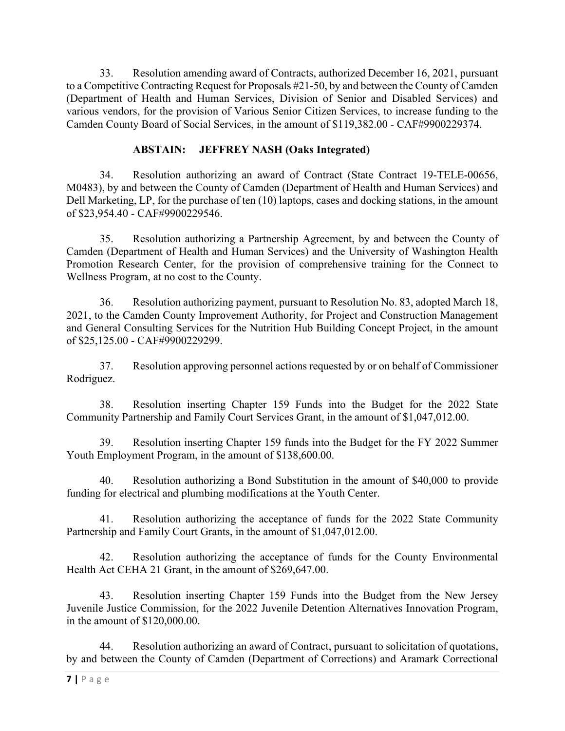33. Resolution amending award of Contracts, authorized December 16, 2021, pursuant to a Competitive Contracting Request for Proposals #21-50, by and between the County of Camden (Department of Health and Human Services, Division of Senior and Disabled Services) and various vendors, for the provision of Various Senior Citizen Services, to increase funding to the Camden County Board of Social Services, in the amount of $119,382.00 - CAF#9900229374.

**ABSTAIN: JEFFREY NASH (Oaks Integrated)**

34. Resolution authorizing an award of Contract (State Contract 19-TELE-00656, M0483), by and between the County of Camden (Department of Health and Human Services) and Dell Marketing, LP, for the purchase of ten (10) laptops, cases and docking stations, in the amount of $23,954.40 - CAF#9900229546.

35. Resolution authorizing a Partnership Agreement, by and between the County of Camden (Department of Health and Human Services) and the University of Washington Health Promotion Research Center, for the provision of comprehensive training for the Connect to Wellness Program, at no cost to the County.

36. Resolution authorizing payment, pursuant to Resolution No. 83, adopted March 18, 2021, to the Camden County Improvement Authority, for Project and Construction Management and General Consulting Services for the Nutrition Hub Building Concept Project, in the amount of $25,125.00 - CAF#9900229299.

37. Resolution approving personnel actions requested by or on behalf of Commissioner Rodriguez.

38. Resolution inserting Chapter 159 Funds into the Budget for the 2022 State Community Partnership and Family Court Services Grant, in the amount of $1,047,012.00.

39. Resolution inserting Chapter 159 funds into the Budget for the FY 2022 Summer Youth Employment Program, in the amount of $138,600.00.

40. Resolution authorizing a Bond Substitution in the amount of $40,000 to provide funding for electrical and plumbing modifications at the Youth Center.

41. Resolution authorizing the acceptance of funds for the 2022 State Community Partnership and Family Court Grants, in the amount of $1,047,012.00.

42. Resolution authorizing the acceptance of funds for the County Environmental Health Act CEHA 21 Grant, in the amount of $269,647.00.

43. Resolution inserting Chapter 159 Funds into the Budget from the New Jersey Juvenile Justice Commission, for the 2022 Juvenile Detention Alternatives Innovation Program, in the amount of $120,000.00.

44. Resolution authorizing an award of Contract, pursuant to solicitation of quotations, by and between the County of Camden (Department of Corrections) and Aramark Correctional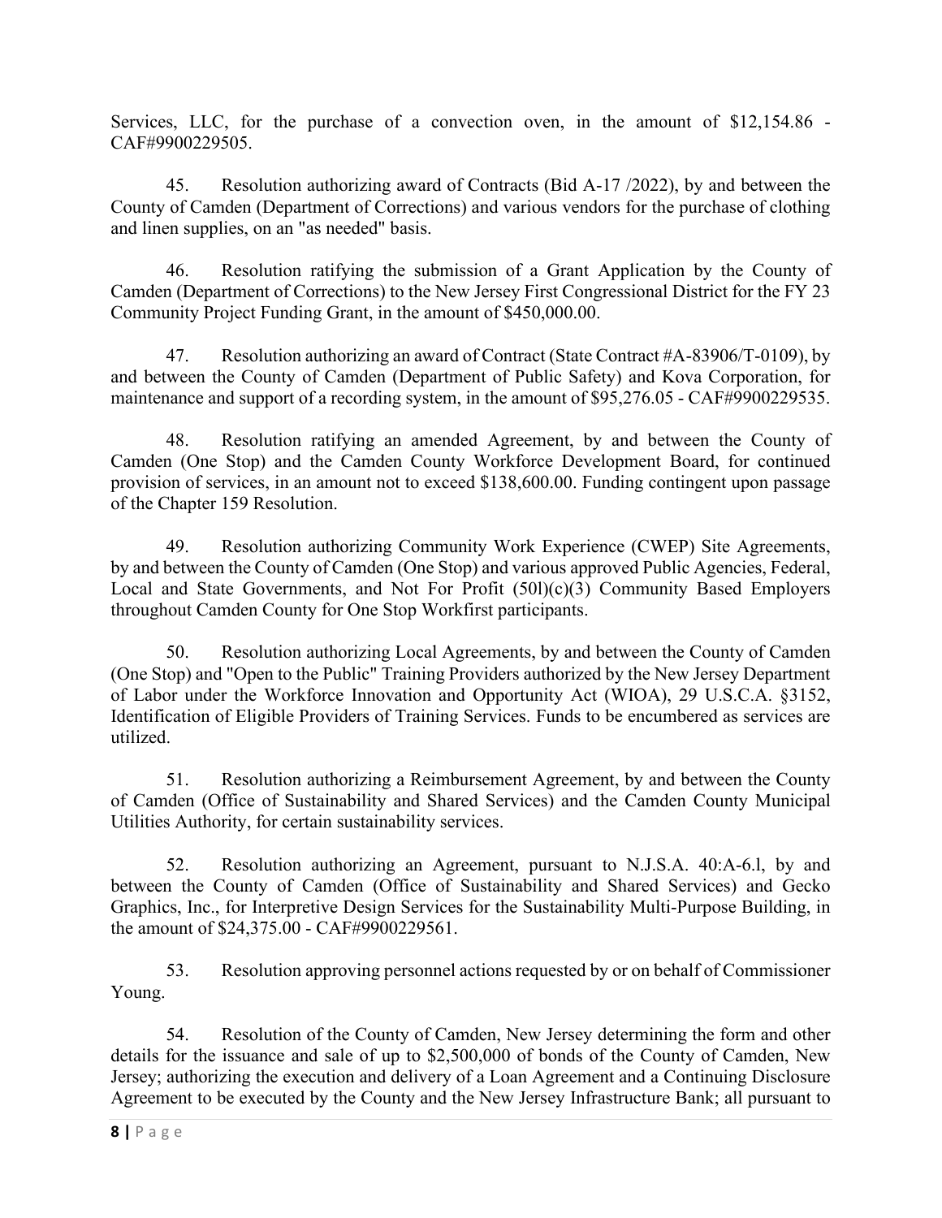Services, LLC, for the purchase of a convection oven, in the amount of $12,154.86 - CAF#9900229505.

45. Resolution authorizing award of Contracts (Bid A-17 /2022), by and between the County of Camden (Department of Corrections) and various vendors for the purchase of clothing and linen supplies, on an "as needed" basis.

46. Resolution ratifying the submission of a Grant Application by the County of Camden (Department of Corrections) to the New Jersey First Congressional District for the FY 23 Community Project Funding Grant, in the amount of $450,000.00.

47. Resolution authorizing an award of Contract (State Contract #A-83906/T-0109), by and between the County of Camden (Department of Public Safety) and Kova Corporation, for maintenance and support of a recording system, in the amount of $95,276.05 - CAF#9900229535.

48. Resolution ratifying an amended Agreement, by and between the County of Camden (One Stop) and the Camden County Workforce Development Board, for continued provision of services, in an amount not to exceed $138,600.00. Funding contingent upon passage of the Chapter 159 Resolution.

49. Resolution authorizing Community Work Experience (CWEP) Site Agreements, by and between the County of Camden (One Stop) and various approved Public Agencies, Federal, Local and State Governments, and Not For Profit (50l)(c)(3) Community Based Employers throughout Camden County for One Stop Workfirst participants.

50. Resolution authorizing Local Agreements, by and between the County of Camden (One Stop) and "Open to the Public" Training Providers authorized by the New Jersey Department of Labor under the Workforce Innovation and Opportunity Act (WIOA), 29 U.S.C.A. §3152, Identification of Eligible Providers of Training Services. Funds to be encumbered as services are utilized.

51. Resolution authorizing a Reimbursement Agreement, by and between the County of Camden (Office of Sustainability and Shared Services) and the Camden County Municipal Utilities Authority, for certain sustainability services.

52. Resolution authorizing an Agreement, pursuant to N.J.S.A. 40:A-6.l, by and between the County of Camden (Office of Sustainability and Shared Services) and Gecko Graphics, Inc., for Interpretive Design Services for the Sustainability Multi-Purpose Building, in the amount of $24,375.00 - CAF#9900229561.

53. Resolution approving personnel actions requested by or on behalf of Commissioner Young.

54. Resolution of the County of Camden, New Jersey determining the form and other details for the issuance and sale of up to $2,500,000 of bonds of the County of Camden, New Jersey; authorizing the execution and delivery of a Loan Agreement and a Continuing Disclosure Agreement to be executed by the County and the New Jersey Infrastructure Bank; all pursuant to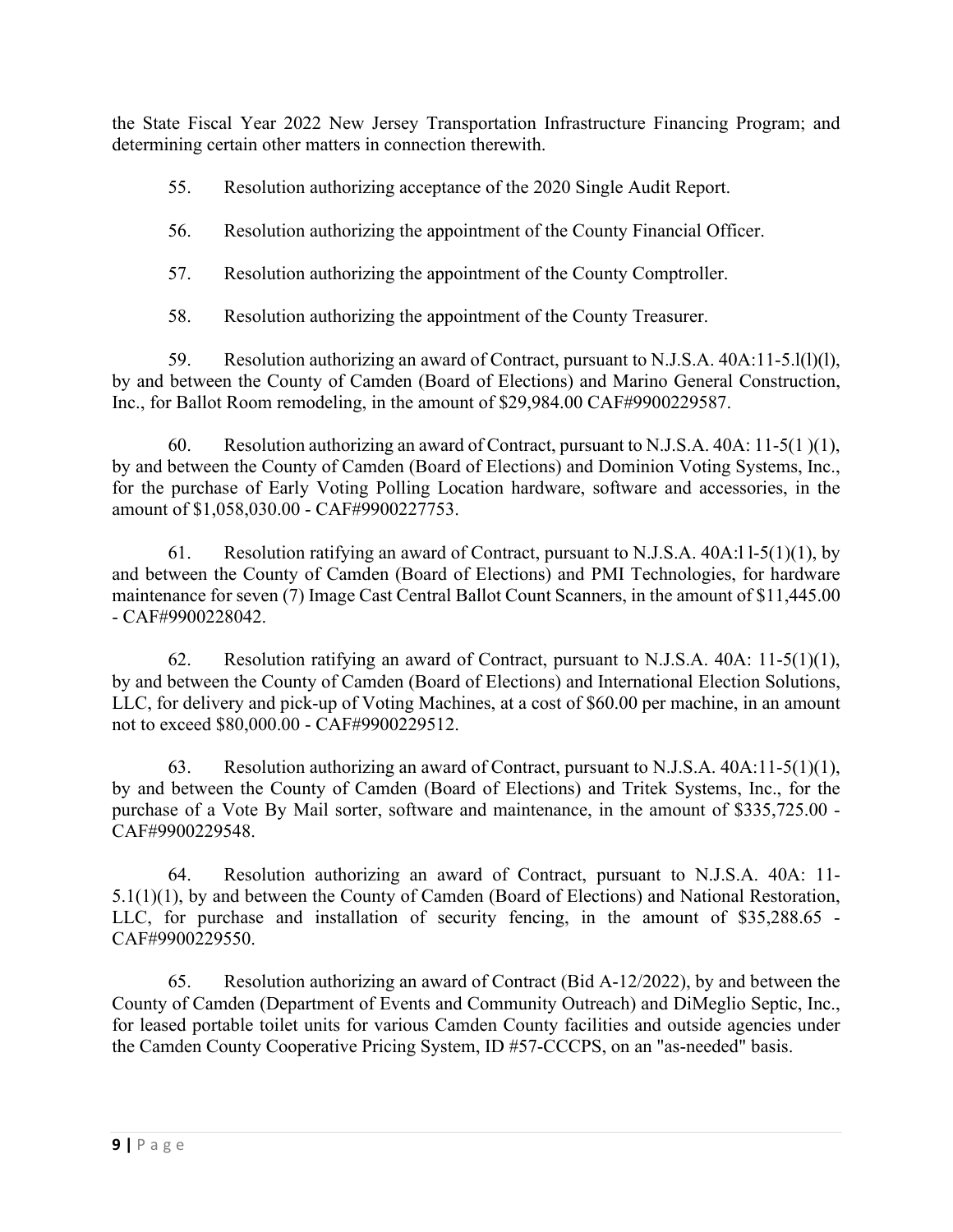the State Fiscal Year 2022 New Jersey Transportation Infrastructure Financing Program; and determining certain other matters in connection therewith.

55. Resolution authorizing acceptance of the 2020 Single Audit Report.

56. Resolution authorizing the appointment of the County Financial Officer.

57. Resolution authorizing the appointment of the County Comptroller.

58. Resolution authorizing the appointment of the County Treasurer.

59. Resolution authorizing an award of Contract, pursuant to N.J.S.A. 40A:11-5.l(l)(l), by and between the County of Camden (Board of Elections) and Marino General Construction, Inc., for Ballot Room remodeling, in the amount of $29,984.00 CAF#9900229587.

60. Resolution authorizing an award of Contract, pursuant to N.J.S.A. 40A: 11-5(1 )(1), by and between the County of Camden (Board of Elections) and Dominion Voting Systems, Inc., for the purchase of Early Voting Polling Location hardware, software and accessories, in the amount of $1,058,030.00 - CAF#9900227753.

61. Resolution ratifying an award of Contract, pursuant to N.J.S.A. 40A:l l-5(1)(1), by and between the County of Camden (Board of Elections) and PMI Technologies, for hardware maintenance for seven (7) Image Cast Central Ballot Count Scanners, in the amount of $11,445.00 - CAF#9900228042.

62. Resolution ratifying an award of Contract, pursuant to N.J.S.A. 40A: 11-5(1)(1), by and between the County of Camden (Board of Elections) and International Election Solutions, LLC, for delivery and pick-up of Voting Machines, at a cost of $60.00 per machine, in an amount not to exceed $80,000.00 - CAF#9900229512.

63. Resolution authorizing an award of Contract, pursuant to N.J.S.A. 40A:11-5(1)(1), by and between the County of Camden (Board of Elections) and Tritek Systems, Inc., for the purchase of a Vote By Mail sorter, software and maintenance, in the amount of $335,725.00 - CAF#9900229548.

64. Resolution authorizing an award of Contract, pursuant to N.J.S.A. 40A: 11-5.1(1)(1), by and between the County of Camden (Board of Elections) and National Restoration, LLC, for purchase and installation of security fencing, in the amount of $35,288.65 - CAF#9900229550.

65. Resolution authorizing an award of Contract (Bid A-12/2022), by and between the County of Camden (Department of Events and Community Outreach) and DiMeglio Septic, Inc., for leased portable toilet units for various Camden County facilities and outside agencies under the Camden County Cooperative Pricing System, ID #57-CCCPS, on an "as-needed" basis.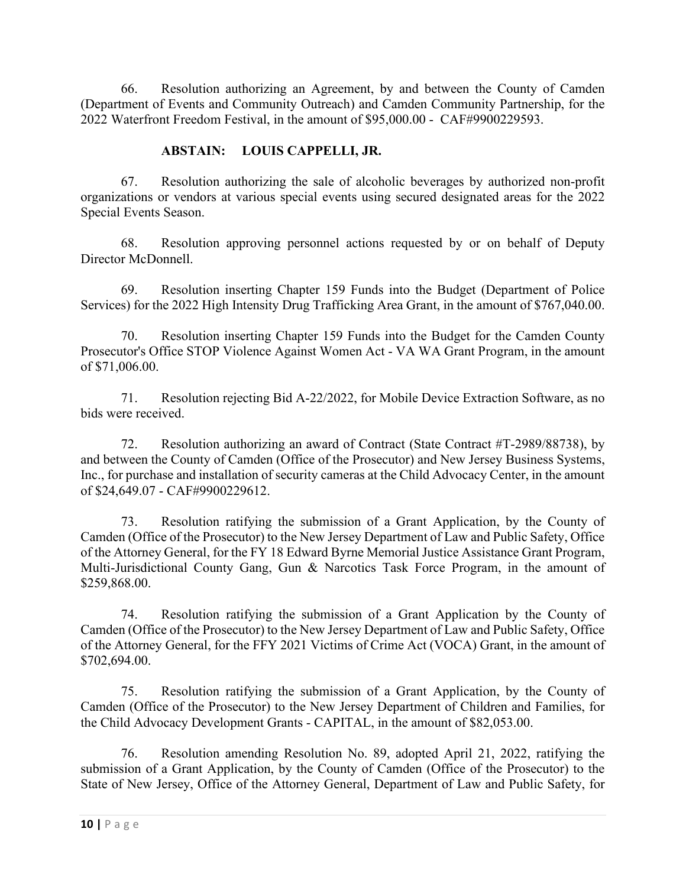66. Resolution authorizing an Agreement, by and between the County of Camden (Department of Events and Community Outreach) and Camden Community Partnership, for the 2022 Waterfront Freedom Festival, in the amount of $95,000.00 - CAF#9900229593.

**ABSTAIN: LOUIS CAPPELLI, JR.**

67. Resolution authorizing the sale of alcoholic beverages by authorized non-profit organizations or vendors at various special events using secured designated areas for the 2022 Special Events Season.

68. Resolution approving personnel actions requested by or on behalf of Deputy Director McDonnell.

69. Resolution inserting Chapter 159 Funds into the Budget (Department of Police Services) for the 2022 High Intensity Drug Trafficking Area Grant, in the amount of $767,040.00.

70. Resolution inserting Chapter 159 Funds into the Budget for the Camden County Prosecutor's Office STOP Violence Against Women Act - VA WA Grant Program, in the amount of $71,006.00.

71. Resolution rejecting Bid A-22/2022, for Mobile Device Extraction Software, as no bids were received.

72. Resolution authorizing an award of Contract (State Contract #T-2989/88738), by and between the County of Camden (Office of the Prosecutor) and New Jersey Business Systems, Inc., for purchase and installation of security cameras at the Child Advocacy Center, in the amount of $24,649.07 - CAF#9900229612.

73. Resolution ratifying the submission of a Grant Application, by the County of Camden (Office of the Prosecutor) to the New Jersey Department of Law and Public Safety, Office of the Attorney General, for the FY 18 Edward Byrne Memorial Justice Assistance Grant Program, Multi-Jurisdictional County Gang, Gun & Narcotics Task Force Program, in the amount of $259,868.00.

74. Resolution ratifying the submission of a Grant Application by the County of Camden (Office of the Prosecutor) to the New Jersey Department of Law and Public Safety, Office of the Attorney General, for the FFY 2021 Victims of Crime Act (VOCA) Grant, in the amount of $702,694.00.

75. Resolution ratifying the submission of a Grant Application, by the County of Camden (Office of the Prosecutor) to the New Jersey Department of Children and Families, for the Child Advocacy Development Grants - CAPITAL, in the amount of $82,053.00.

76. Resolution amending Resolution No. 89, adopted April 21, 2022, ratifying the submission of a Grant Application, by the County of Camden (Office of the Prosecutor) to the State of New Jersey, Office of the Attorney General, Department of Law and Public Safety, for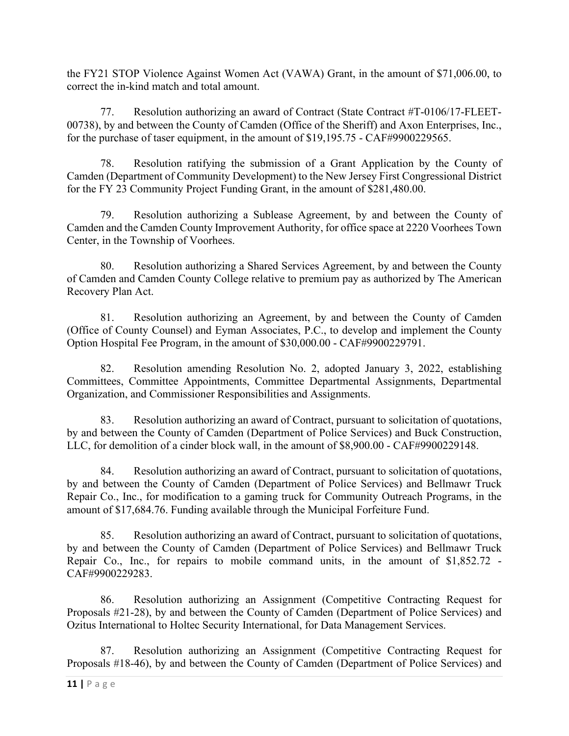the FY21 STOP Violence Against Women Act (VAWA) Grant, in the amount of $71,006.00, to correct the in-kind match and total amount.

77. Resolution authorizing an award of Contract (State Contract #T-0106/17-FLEET-00738), by and between the County of Camden (Office of the Sheriff) and Axon Enterprises, Inc., for the purchase of taser equipment, in the amount of $19,195.75 - CAF#9900229565.

78. Resolution ratifying the submission of a Grant Application by the County of Camden (Department of Community Development) to the New Jersey First Congressional District for the FY 23 Community Project Funding Grant, in the amount of $281,480.00.

79. Resolution authorizing a Sublease Agreement, by and between the County of Camden and the Camden County Improvement Authority, for office space at 2220 Voorhees Town Center, in the Township of Voorhees.

80. Resolution authorizing a Shared Services Agreement, by and between the County of Camden and Camden County College relative to premium pay as authorized by The American Recovery Plan Act.

81. Resolution authorizing an Agreement, by and between the County of Camden (Office of County Counsel) and Eyman Associates, P.C., to develop and implement the County Option Hospital Fee Program, in the amount of $30,000.00 - CAF#9900229791.

82. Resolution amending Resolution No. 2, adopted January 3, 2022, establishing Committees, Committee Appointments, Committee Departmental Assignments, Departmental Organization, and Commissioner Responsibilities and Assignments.

83. Resolution authorizing an award of Contract, pursuant to solicitation of quotations, by and between the County of Camden (Department of Police Services) and Buck Construction, LLC, for demolition of a cinder block wall, in the amount of $8,900.00 - CAF#9900229148.

84. Resolution authorizing an award of Contract, pursuant to solicitation of quotations, by and between the County of Camden (Department of Police Services) and Bellmawr Truck Repair Co., Inc., for modification to a gaming truck for Community Outreach Programs, in the amount of $17,684.76. Funding available through the Municipal Forfeiture Fund.

85. Resolution authorizing an award of Contract, pursuant to solicitation of quotations, by and between the County of Camden (Department of Police Services) and Bellmawr Truck Repair Co., Inc., for repairs to mobile command units, in the amount of $1,852.72 - CAF#9900229283.

86. Resolution authorizing an Assignment (Competitive Contracting Request for Proposals #21-28), by and between the County of Camden (Department of Police Services) and Ozitus International to Holtec Security International, for Data Management Services.

87. Resolution authorizing an Assignment (Competitive Contracting Request for Proposals #18-46), by and between the County of Camden (Department of Police Services) and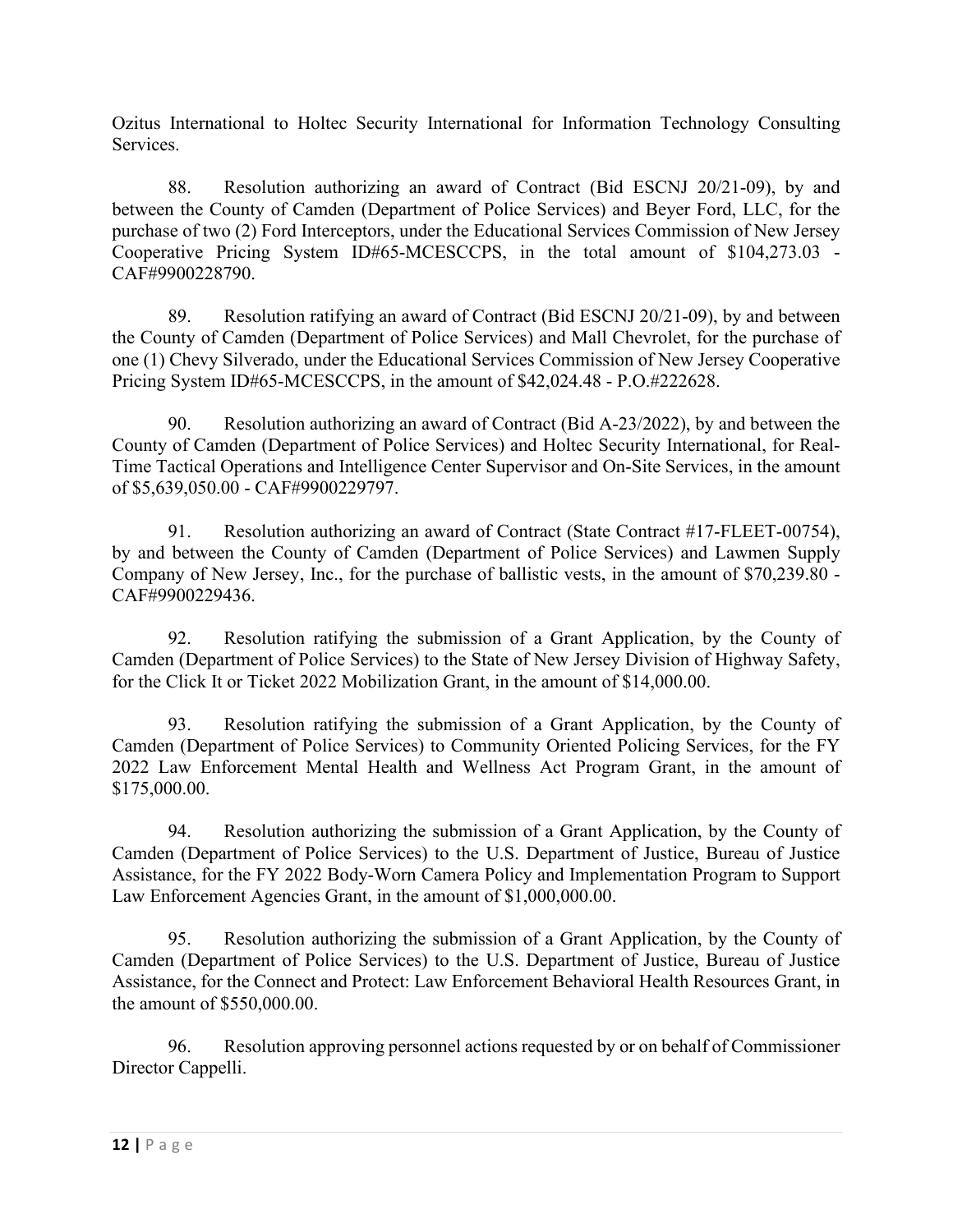Ozitus International to Holtec Security International for Information Technology Consulting Services.

88. Resolution authorizing an award of Contract (Bid ESCNJ 20/21-09), by and between the County of Camden (Department of Police Services) and Beyer Ford, LLC, for the purchase of two (2) Ford Interceptors, under the Educational Services Commission of New Jersey Cooperative Pricing System ID#65-MCESCCPS, in the total amount of $104,273.03 - CAF#9900228790.

89. Resolution ratifying an award of Contract (Bid ESCNJ 20/21-09), by and between the County of Camden (Department of Police Services) and Mall Chevrolet, for the purchase of one (1) Chevy Silverado, under the Educational Services Commission of New Jersey Cooperative Pricing System ID#65-MCESCCPS, in the amount of $42,024.48 - P.O.#222628.

90. Resolution authorizing an award of Contract (Bid A-23/2022), by and between the County of Camden (Department of Police Services) and Holtec Security International, for Real-Time Tactical Operations and Intelligence Center Supervisor and On-Site Services, in the amount of $5,639,050.00 - CAF#9900229797.

91. Resolution authorizing an award of Contract (State Contract #17-FLEET-00754), by and between the County of Camden (Department of Police Services) and Lawmen Supply Company of New Jersey, Inc., for the purchase of ballistic vests, in the amount of $70,239.80 - CAF#9900229436.

92. Resolution ratifying the submission of a Grant Application, by the County of Camden (Department of Police Services) to the State of New Jersey Division of Highway Safety, for the Click It or Ticket 2022 Mobilization Grant, in the amount of $14,000.00.

93. Resolution ratifying the submission of a Grant Application, by the County of Camden (Department of Police Services) to Community Oriented Policing Services, for the FY 2022 Law Enforcement Mental Health and Wellness Act Program Grant, in the amount of $175,000.00.

94. Resolution authorizing the submission of a Grant Application, by the County of Camden (Department of Police Services) to the U.S. Department of Justice, Bureau of Justice Assistance, for the FY 2022 Body-Worn Camera Policy and Implementation Program to Support Law Enforcement Agencies Grant, in the amount of $1,000,000.00.

95. Resolution authorizing the submission of a Grant Application, by the County of Camden (Department of Police Services) to the U.S. Department of Justice, Bureau of Justice Assistance, for the Connect and Protect: Law Enforcement Behavioral Health Resources Grant, in the amount of $550,000.00.

96. Resolution approving personnel actions requested by or on behalf of Commissioner Director Cappelli.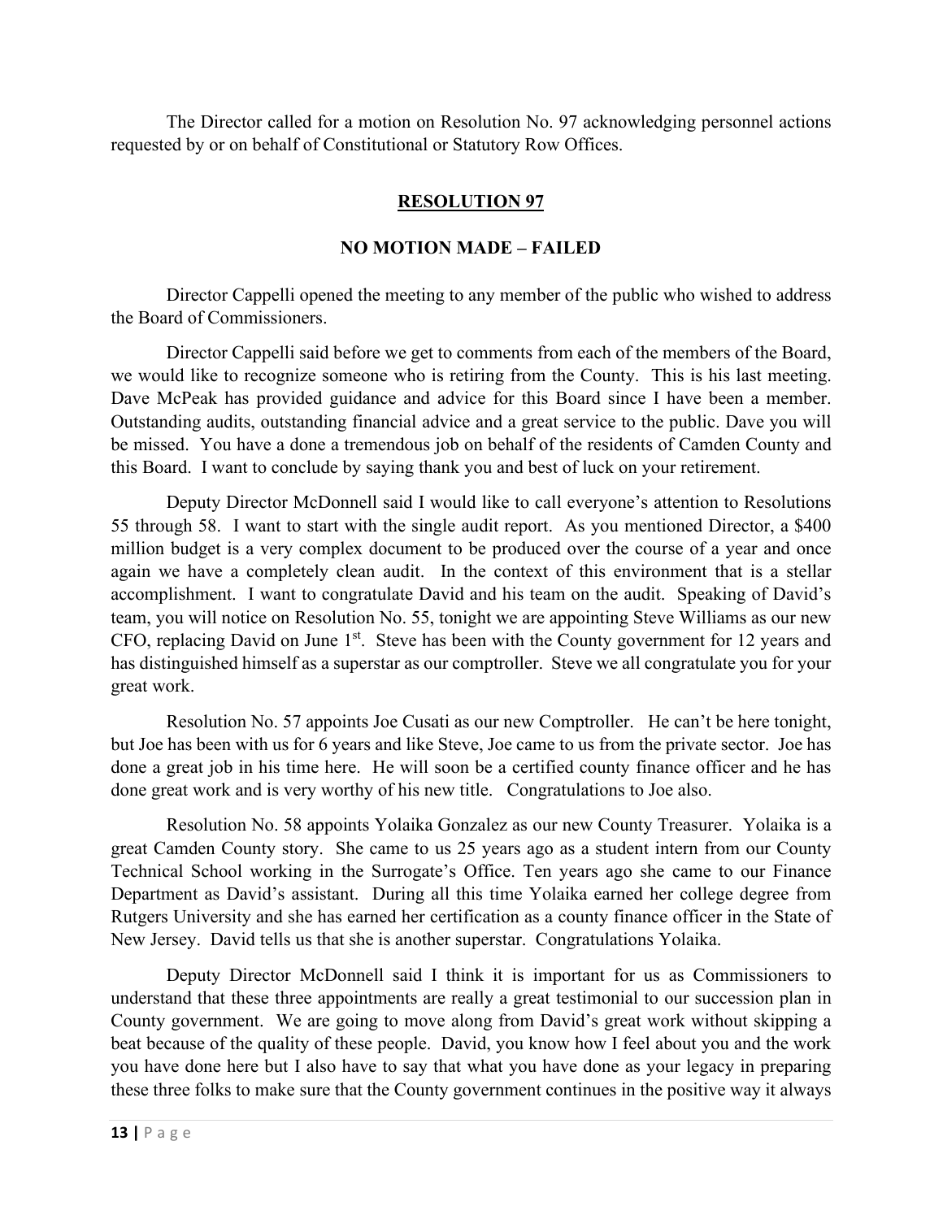The Director called for a motion on Resolution No. 97 acknowledging personnel actions requested by or on behalf of Constitutional or Statutory Row Offices.

## RESOLUTION 97

### NO MOTION MADE – FAILED

Director Cappelli opened the meeting to any member of the public who wished to address the Board of Commissioners.

Director Cappelli said before we get to comments from each of the members of the Board, we would like to recognize someone who is retiring from the County. This is his last meeting. Dave McPeak has provided guidance and advice for this Board since I have been a member. Outstanding audits, outstanding financial advice and a great service to the public. Dave you will be missed. You have a done a tremendous job on behalf of the residents of Camden County and this Board. I want to conclude by saying thank you and best of luck on your retirement.

Deputy Director McDonnell said I would like to call everyone's attention to Resolutions 55 through 58. I want to start with the single audit report. As you mentioned Director, a $400 million budget is a very complex document to be produced over the course of a year and once again we have a completely clean audit. In the context of this environment that is a stellar accomplishment. I want to congratulate David and his team on the audit. Speaking of David's team, you will notice on Resolution No. 55, tonight we are appointing Steve Williams as our new CFO, replacing David on June 1st. Steve has been with the County government for 12 years and has distinguished himself as a superstar as our comptroller. Steve we all congratulate you for your great work.

Resolution No. 57 appoints Joe Cusati as our new Comptroller. He can't be here tonight, but Joe has been with us for 6 years and like Steve, Joe came to us from the private sector. Joe has done a great job in his time here. He will soon be a certified county finance officer and he has done great work and is very worthy of his new title. Congratulations to Joe also.

Resolution No. 58 appoints Yolaika Gonzalez as our new County Treasurer. Yolaika is a great Camden County story. She came to us 25 years ago as a student intern from our County Technical School working in the Surrogate's Office. Ten years ago she came to our Finance Department as David's assistant. During all this time Yolaika earned her college degree from Rutgers University and she has earned her certification as a county finance officer in the State of New Jersey. David tells us that she is another superstar. Congratulations Yolaika.

Deputy Director McDonnell said I think it is important for us as Commissioners to understand that these three appointments are really a great testimonial to our succession plan in County government. We are going to move along from David's great work without skipping a beat because of the quality of these people. David, you know how I feel about you and the work you have done here but I also have to say that what you have done as your legacy in preparing these three folks to make sure that the County government continues in the positive way it always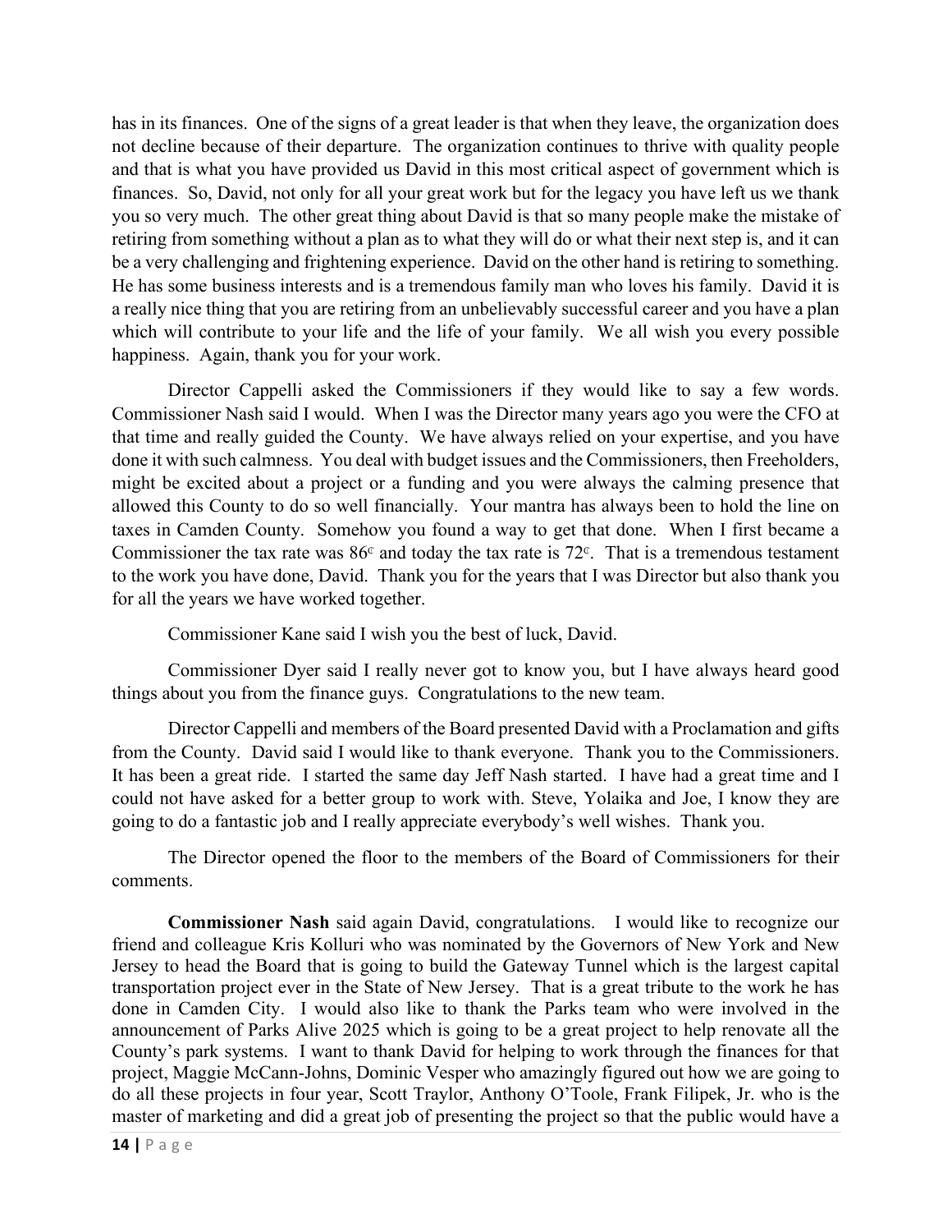has in its finances. One of the signs of a great leader is that when they leave, the organization does not decline because of their departure. The organization continues to thrive with quality people and that is what you have provided us David in this most critical aspect of government which is finances. So, David, not only for all your great work but for the legacy you have left us we thank you so very much. The other great thing about David is that so many people make the mistake of retiring from something without a plan as to what they will do or what their next step is, and it can be a very challenging and frightening experience. David on the other hand is retiring to something. He has some business interests and is a tremendous family man who loves his family. David it is a really nice thing that you are retiring from an unbelievably successful career and you have a plan which will contribute to your life and the life of your family. We all wish you every possible happiness. Again, thank you for your work.

Director Cappelli asked the Commissioners if they would like to say a few words. Commissioner Nash said I would. When I was the Director many years ago you were the CFO at that time and really guided the County. We have always relied on your expertise, and you have done it with such calmness. You deal with budget issues and the Commissioners, then Freeholders, might be excited about a project or a funding and you were always the calming presence that allowed this County to do so well financially. Your mantra has always been to hold the line on taxes in Camden County. Somehow you found a way to get that done. When I first became a Commissioner the tax rate was 86¢ and today the tax rate is 72¢. That is a tremendous testament to the work you have done, David. Thank you for the years that I was Director but also thank you for all the years we have worked together.

Commissioner Kane said I wish you the best of luck, David.

Commissioner Dyer said I really never got to know you, but I have always heard good things about you from the finance guys. Congratulations to the new team.

Director Cappelli and members of the Board presented David with a Proclamation and gifts from the County. David said I would like to thank everyone. Thank you to the Commissioners. It has been a great ride. I started the same day Jeff Nash started. I have had a great time and I could not have asked for a better group to work with. Steve, Yolaika and Joe, I know they are going to do a fantastic job and I really appreciate everybody's well wishes. Thank you.

The Director opened the floor to the members of the Board of Commissioners for their comments.

**Commissioner Nash** said again David, congratulations. I would like to recognize our friend and colleague Kris Kolluri who was nominated by the Governors of New York and New Jersey to head the Board that is going to build the Gateway Tunnel which is the largest capital transportation project ever in the State of New Jersey. That is a great tribute to the work he has done in Camden City. I would also like to thank the Parks team who were involved in the announcement of Parks Alive 2025 which is going to be a great project to help renovate all the County's park systems. I want to thank David for helping to work through the finances for that project, Maggie McCann-Johns, Dominic Vesper who amazingly figured out how we are going to do all these projects in four year, Scott Traylor, Anthony O'Toole, Frank Filipek, Jr. who is the master of marketing and did a great job of presenting the project so that the public would have a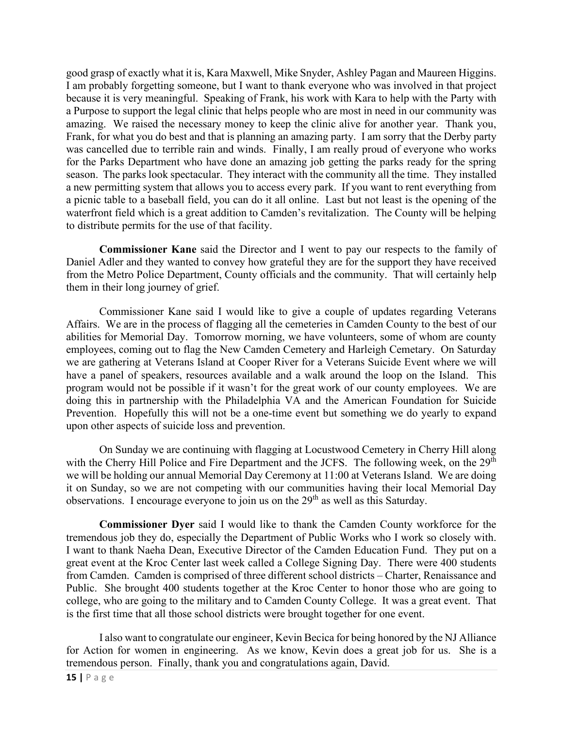good grasp of exactly what it is, Kara Maxwell, Mike Snyder, Ashley Pagan and Maureen Higgins. I am probably forgetting someone, but I want to thank everyone who was involved in that project because it is very meaningful. Speaking of Frank, his work with Kara to help with the Party with a Purpose to support the legal clinic that helps people who are most in need in our community was amazing. We raised the necessary money to keep the clinic alive for another year. Thank you, Frank, for what you do best and that is planning an amazing party. I am sorry that the Derby party was cancelled due to terrible rain and winds. Finally, I am really proud of everyone who works for the Parks Department who have done an amazing job getting the parks ready for the spring season. The parks look spectacular. They interact with the community all the time. They installed a new permitting system that allows you to access every park. If you want to rent everything from a picnic table to a baseball field, you can do it all online. Last but not least is the opening of the waterfront field which is a great addition to Camden's revitalization. The County will be helping to distribute permits for the use of that facility.

**Commissioner Kane** said the Director and I went to pay our respects to the family of Daniel Adler and they wanted to convey how grateful they are for the support they have received from the Metro Police Department, County officials and the community. That will certainly help them in their long journey of grief.

Commissioner Kane said I would like to give a couple of updates regarding Veterans Affairs. We are in the process of flagging all the cemeteries in Camden County to the best of our abilities for Memorial Day. Tomorrow morning, we have volunteers, some of whom are county employees, coming out to flag the New Camden Cemetery and Harleigh Cemetary. On Saturday we are gathering at Veterans Island at Cooper River for a Veterans Suicide Event where we will have a panel of speakers, resources available and a walk around the loop on the Island. This program would not be possible if it wasn't for the great work of our county employees. We are doing this in partnership with the Philadelphia VA and the American Foundation for Suicide Prevention. Hopefully this will not be a one-time event but something we do yearly to expand upon other aspects of suicide loss and prevention.

On Sunday we are continuing with flagging at Locustwood Cemetery in Cherry Hill along with the Cherry Hill Police and Fire Department and the JCFS. The following week, on the 29th we will be holding our annual Memorial Day Ceremony at 11:00 at Veterans Island. We are doing it on Sunday, so we are not competing with our communities having their local Memorial Day observations. I encourage everyone to join us on the 29th as well as this Saturday.

**Commissioner Dyer** said I would like to thank the Camden County workforce for the tremendous job they do, especially the Department of Public Works who I work so closely with. I want to thank Naeha Dean, Executive Director of the Camden Education Fund. They put on a great event at the Kroc Center last week called a College Signing Day. There were 400 students from Camden. Camden is comprised of three different school districts – Charter, Renaissance and Public. She brought 400 students together at the Kroc Center to honor those who are going to college, who are going to the military and to Camden County College. It was a great event. That is the first time that all those school districts were brought together for one event.

I also want to congratulate our engineer, Kevin Becica for being honored by the NJ Alliance for Action for women in engineering. As we know, Kevin does a great job for us. She is a tremendous person. Finally, thank you and congratulations again, David.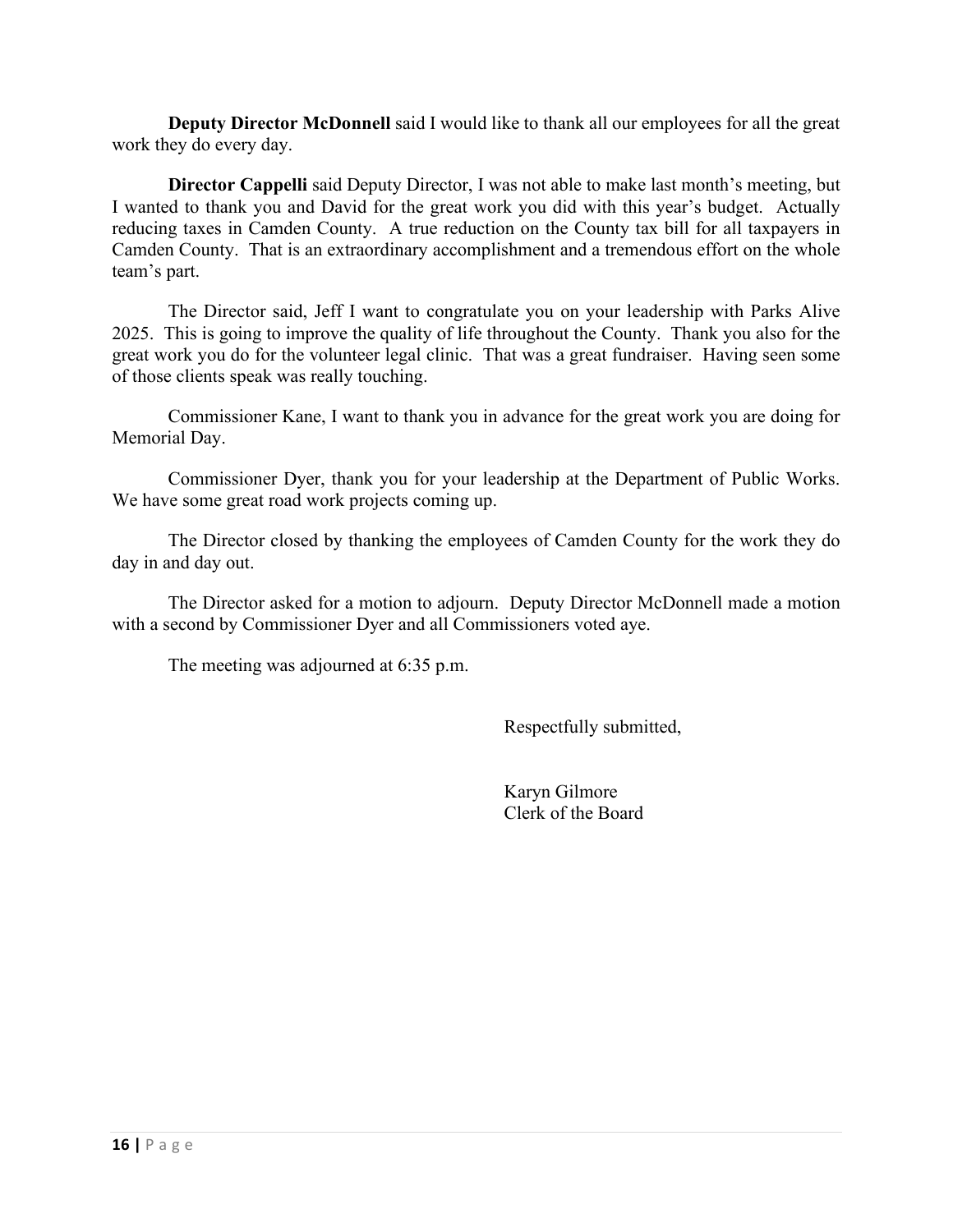**Deputy Director McDonnell** said I would like to thank all our employees for all the great work they do every day.

**Director Cappelli** said Deputy Director, I was not able to make last month's meeting, but I wanted to thank you and David for the great work you did with this year's budget. Actually reducing taxes in Camden County. A true reduction on the County tax bill for all taxpayers in Camden County. That is an extraordinary accomplishment and a tremendous effort on the whole team's part.

The Director said, Jeff I want to congratulate you on your leadership with Parks Alive 2025. This is going to improve the quality of life throughout the County. Thank you also for the great work you do for the volunteer legal clinic. That was a great fundraiser. Having seen some of those clients speak was really touching.

Commissioner Kane, I want to thank you in advance for the great work you are doing for Memorial Day.

Commissioner Dyer, thank you for your leadership at the Department of Public Works. We have some great road work projects coming up.

The Director closed by thanking the employees of Camden County for the work they do day in and day out.

The Director asked for a motion to adjourn. Deputy Director McDonnell made a motion with a second by Commissioner Dyer and all Commissioners voted aye.

The meeting was adjourned at 6:35 p.m.

Respectfully submitted,

Karyn Gilmore
Clerk of the Board